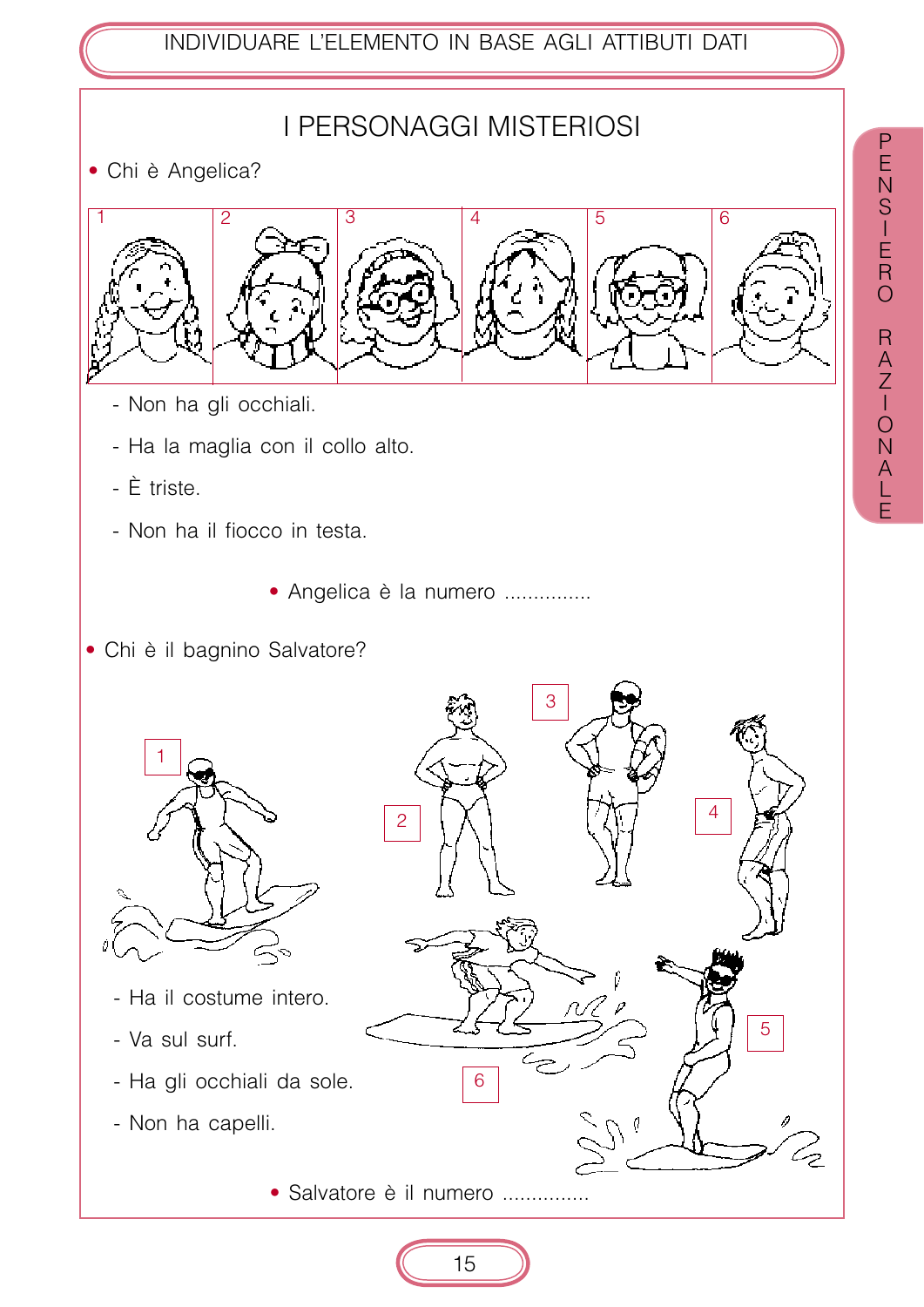# INDIVIDUARE L'ELEMENTO IN BASE AGLI ATTRIBUTI DATI

## I PERSONAGGI MISTERIOSI

- Chi è Angelica?

1 2 3 4 5 6

- Non ha gli occhiali.
- Ha la maglia con il collo alto.
- È triste.
- Non ha il fiocco in testa.

- Angelica è la numero ...............

- Chi è il bagnino Salvatore?

1 2 3 4 5 6

- Ha il costume intero.
- Va sul surf.
- Ha gli occhiali da sole.
- Non ha capelli.

- Salvatore è il numero ...............

PENSIERO RAZIONALE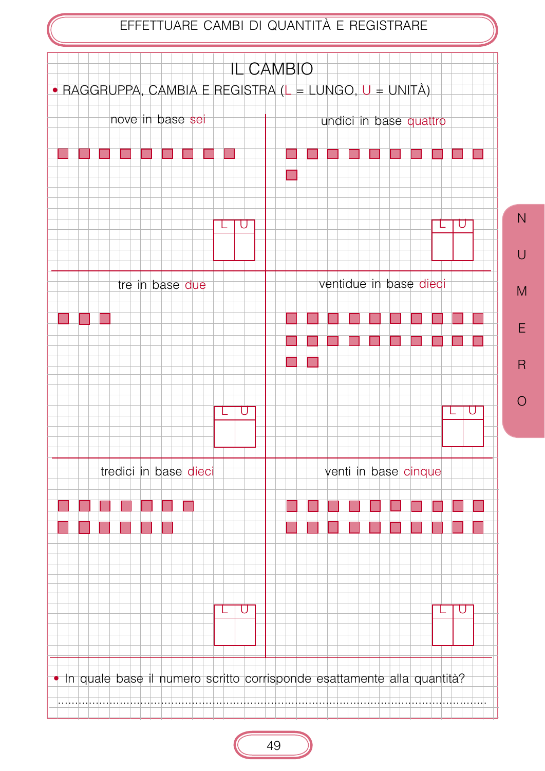EFFETTUARE CAMBI DI QUANTITÀ E REGISTRARE

# IL CAMBIO

- RAGGRUPPA, CAMBIA E REGISTRA (L = LUNGO, U = UNITÀ)

nove in base sei

| L | U |
|---|---|
| | |

undici in base quattro

| L | U |
|---|---|
| | |

tre in base due

| L | U |
|---|---|
| | |

ventidue in base dieci

| L | U |
|---|---|
| | |

tredici in base dieci

| L | U |
|---|---|
| | |

venti in base cinque

| L | U |
|---|---|
| | |

- In quale base il numero scritto corrisponde esattamente alla quantità?

.............................................................................................................................

N U M E R O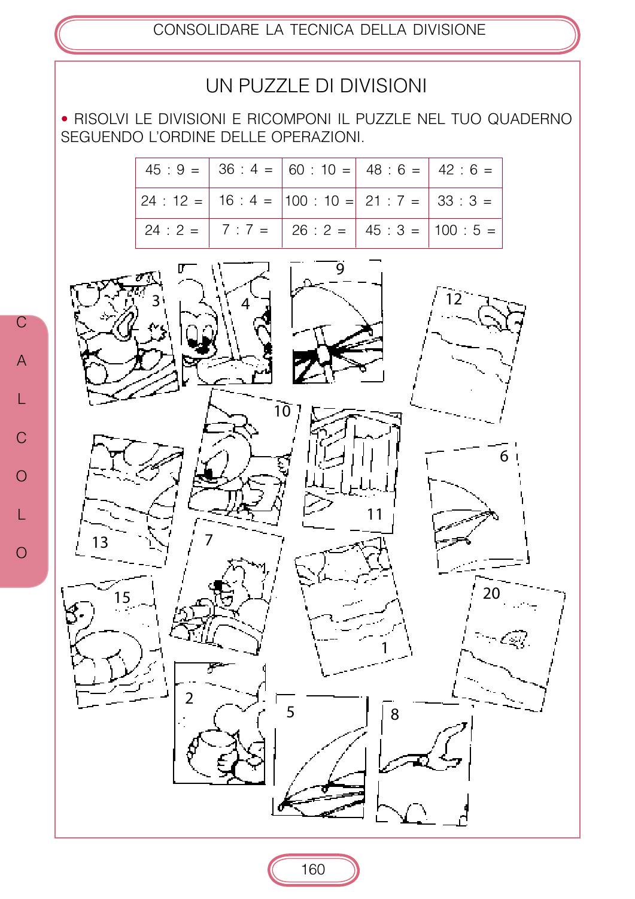## CONSOLIDARE LA TECNICA DELLA DIVISIONE

# UN PUZZLE DI DIVISIONI

• RISOLVI LE DIVISIONI E RICOMPONI IL PUZZLE NEL TUO QUADERNO SEGUENDO L'ORDINE DELLE OPERAZIONI.

| | | | | |
|---|---|---|---|---|
| 45 : 9 = | 36 : 4 = | 60 : 10 = | 48 : 6 = | 42 : 6 = |
| 24 : 12 = | 16 : 4 = | 100 : 10 = | 21 : 7 = | 33 : 3 = |
| 24 : 2 = | 7 : 7 = | 26 : 2 = | 45 : 3 = | 100 : 5 = |

3

4

9

12

10

11

6

13

7

15

1

20

2

5

8

CALCOLO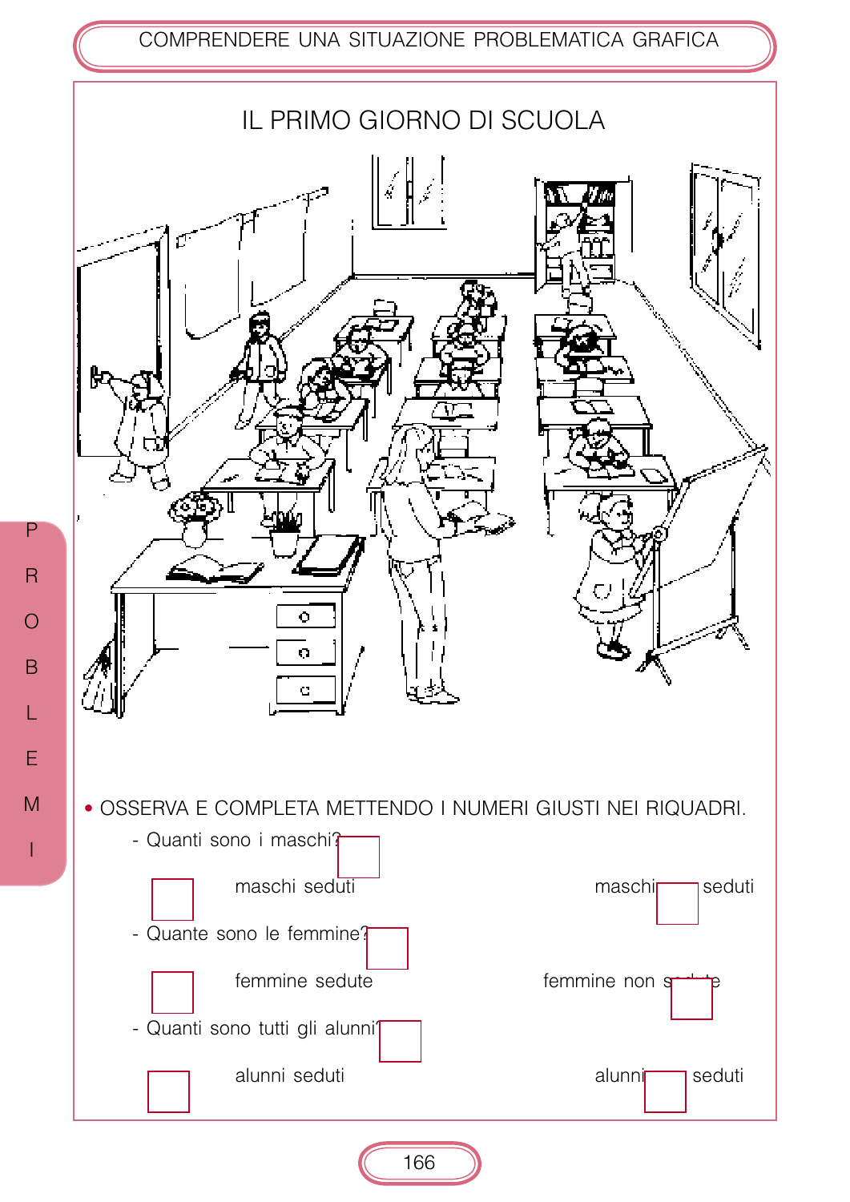COMPRENDERE UNA SITUAZIONE PROBLEMATICA GRAFICA

# IL PRIMO GIORNO DI SCUOLA

- OSSERVA E COMPLETA METTENDO I NUMERI GIUSTI NEI RIQUADRI.

  - Quanti sono i maschi? ☐

    ☐ maschi seduti &emsp;&emsp;&emsp; maschi ☐ seduti

  - Quante sono le femmine? ☐

    ☐ femmine sedute &emsp;&emsp;&emsp; femmine non sedute ☐

  - Quanti sono tutti gli alunni? ☐

    ☐ alunni seduti &emsp;&emsp;&emsp; alunni ☐ seduti

P R O B L E M I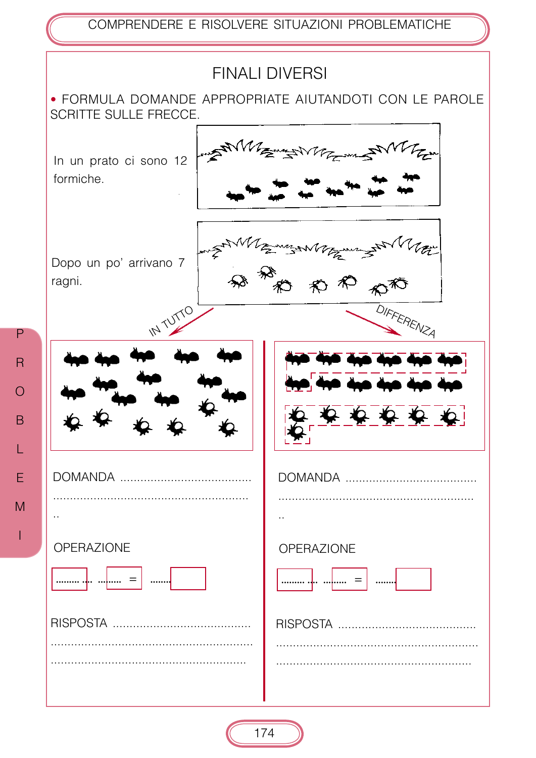# FINALI DIVERSI

• FORMULA DOMANDE APPROPRIATE AIUTANDOTI CON LE PAROLE SCRITTE SULLE FRECCE.

In un prato ci sono 12 formiche.

Dopo un po' arrivano 7 ragni.

IN TUTTO

DOMANDA ......................................
.........................................................
..

OPERAZIONE

......... .... ......... = .........

RISPOSTA .........................................
...........................................................
.........................................................

DIFFERENZA

DOMANDA ......................................
.........................................................
..

OPERAZIONE

......... .... ......... = .........

RISPOSTA .........................................
...........................................................
.........................................................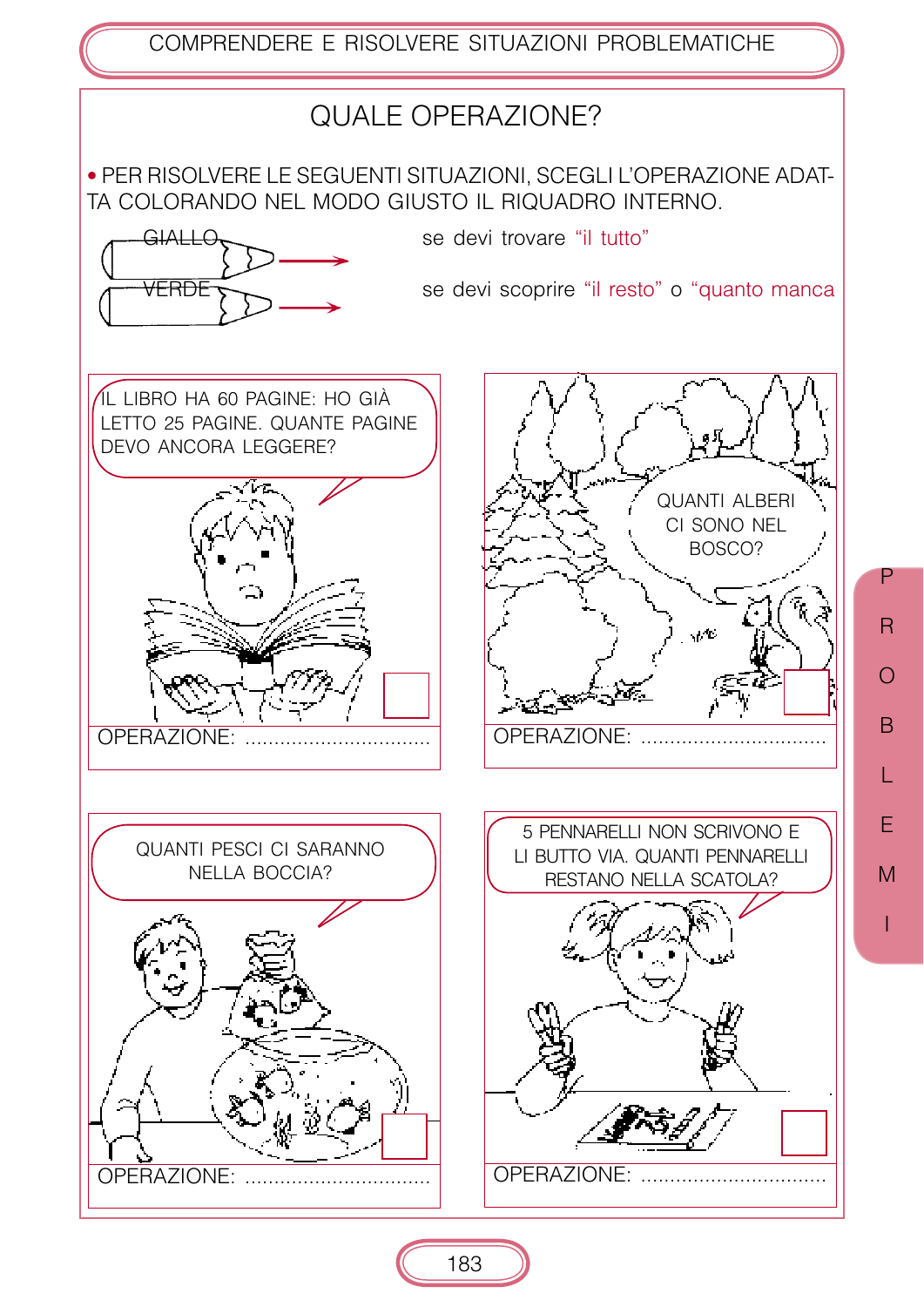# QUALE OPERAZIONE?

• PER RISOLVERE LE SEGUENTI SITUAZIONI, SCEGLI L'OPERAZIONE ADATTA COLORANDO NEL MODO GIUSTO IL RIQUADRO INTERNO.

GIALLO → se devi trovare "il tutto"

VERDE → se devi scoprire "il resto" o "quanto manca"

IL LIBRO HA 60 PAGINE: HO GIÀ LETTO 25 PAGINE. QUANTE PAGINE DEVO ANCORA LEGGERE?

OPERAZIONE: ...............................

QUANTI ALBERI CI SONO NEL BOSCO?

OPERAZIONE: ...............................

QUANTI PESCI CI SARANNO NELLA BOCCIA?

OPERAZIONE: ...............................

5 PENNARELLI NON SCRIVONO E LI BUTTO VIA. QUANTI PENNARELLI RESTANO NELLA SCATOLA?

OPERAZIONE: ...............................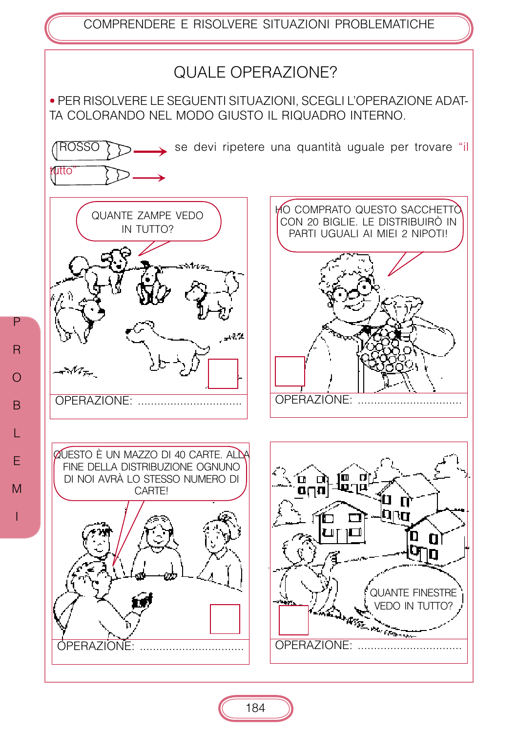COMPRENDERE E RISOLVERE SITUAZIONI PROBLEMATICHE

# QUALE OPERAZIONE?

• PER RISOLVERE LE SEGUENTI SITUAZIONI, SCEGLI L'OPERAZIONE ADATTA COLORANDO NEL MODO GIUSTO IL RIQUADRO INTERNO.

ROSSO → se devi ripetere una quantità uguale per trovare "il tutto"

→

QUANTE ZAMPE VEDO IN TUTTO?

OPERAZIONE: ..............................

HO COMPRATO QUESTO SACCHETTO CON 20 BIGLIE. LE DISTRIBUIRÒ IN PARTI UGUALI AI MIEI 2 NIPOTI!

OPERAZIONE: ..............................

QUESTO È UN MAZZO DI 40 CARTE. ALLA FINE DELLA DISTRIBUZIONE OGNUNO DI NOI AVRÀ LO STESSO NUMERO DI CARTE!

OPERAZIONE: ..............................

QUANTE FINESTRE VEDO IN TUTTO?

OPERAZIONE: ..............................

PROBLEMI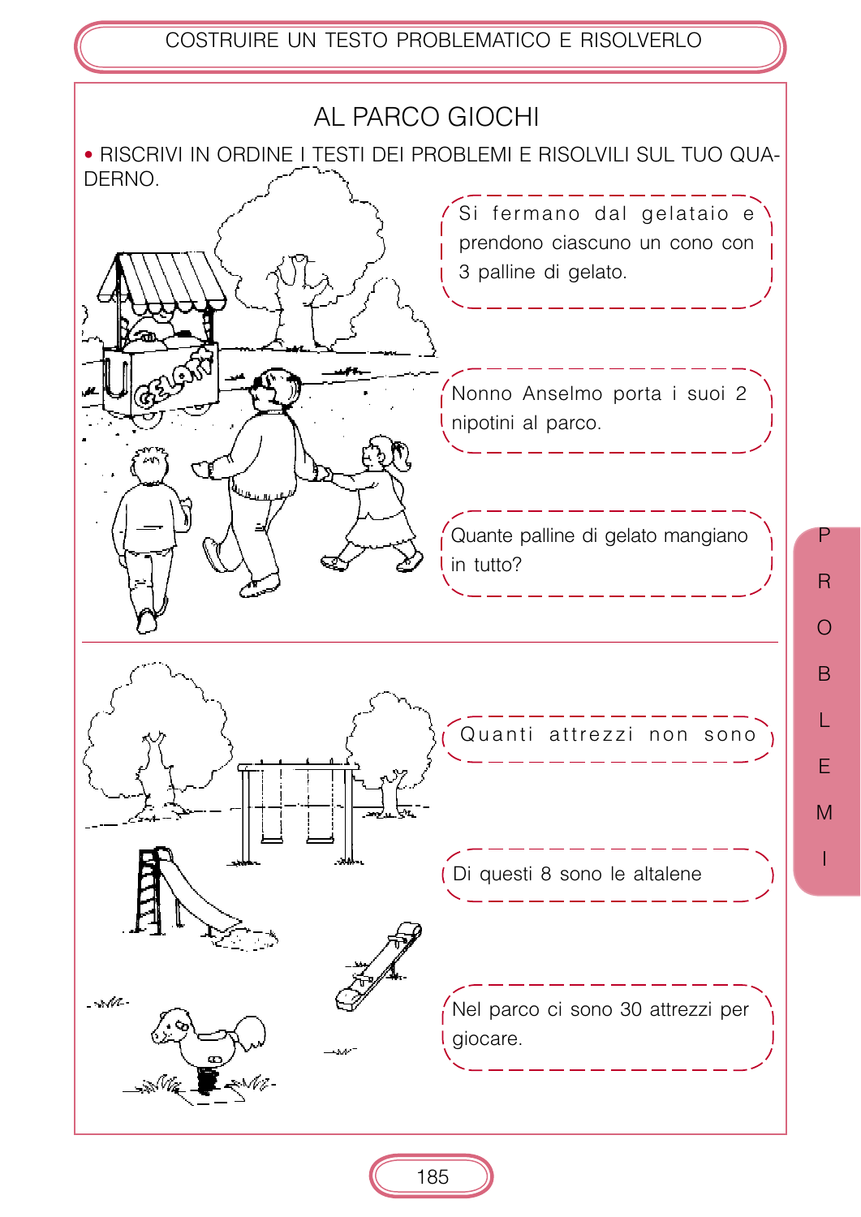## COSTRUIRE UN TESTO PROBLEMATICO E RISOLVERLO

# AL PARCO GIOCHI

• RISCRIVI IN ORDINE I TESTI DEI PROBLEMI E RISOLVILI SUL TUO QUADERNO.

Si fermano dal gelataio e prendono ciascuno un cono con 3 palline di gelato.

Nonno Anselmo porta i suoi 2 nipotini al parco.

Quante palline di gelato mangiano in tutto?

---

Quanti attrezzi non sono

Di questi 8 sono le altalene

Nel parco ci sono 30 attrezzi per giocare.

PROBLEMI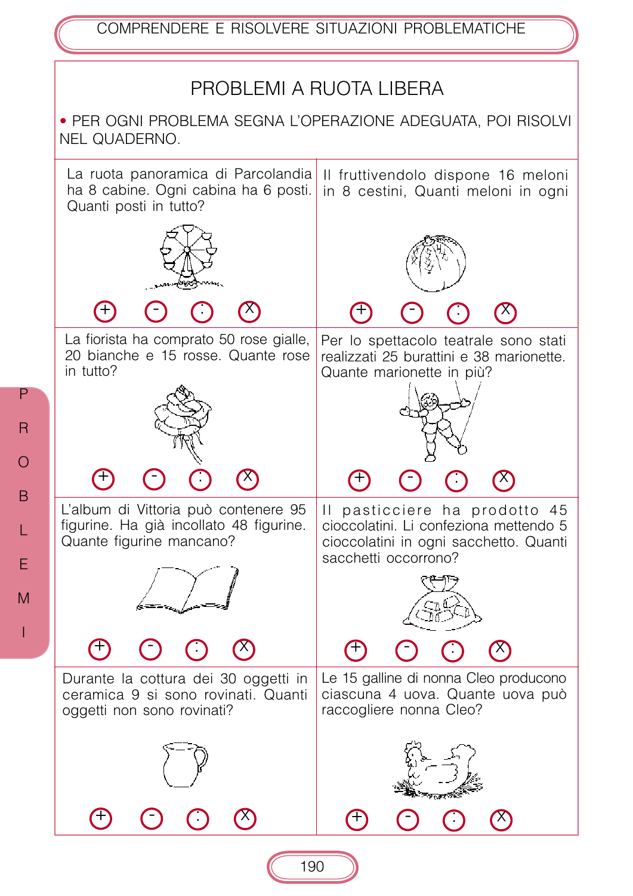COMPRENDERE E RISOLVERE SITUAZIONI PROBLEMATICHE

## PROBLEMI A RUOTA LIBERA

• PER OGNI PROBLEMA SEGNA L'OPERAZIONE ADEGUATA, POI RISOLVI NEL QUADERNO.

La ruota panoramica di Parcolandia ha 8 cabine. Ogni cabina ha 6 posti. Quanti posti in tutto?

+ - : X

Il fruttivendolo dispone 16 meloni in 8 cestini, Quanti meloni in ogni

+ - : X

La fiorista ha comprato 50 rose gialle, 20 bianche e 15 rosse. Quante rose in tutto?

+ - : X

Per lo spettacolo teatrale sono stati realizzati 25 burattini e 38 marionette. Quante marionette in più?

+ - : X

L'album di Vittoria può contenere 95 figurine. Ha già incollato 48 figurine. Quante figurine mancano?

+ - : X

Il pasticciere ha prodotto 45 cioccolatini. Li confeziona mettendo 5 cioccolatini in ogni sacchetto. Quanti sacchetti occorrono?

+ - : X

Durante la cottura dei 30 oggetti in ceramica 9 si sono rovinati. Quanti oggetti non sono rovinati?

+ - : X

Le 15 galline di nonna Cleo producono ciascuna 4 uova. Quante uova può raccogliere nonna Cleo?

+ - : X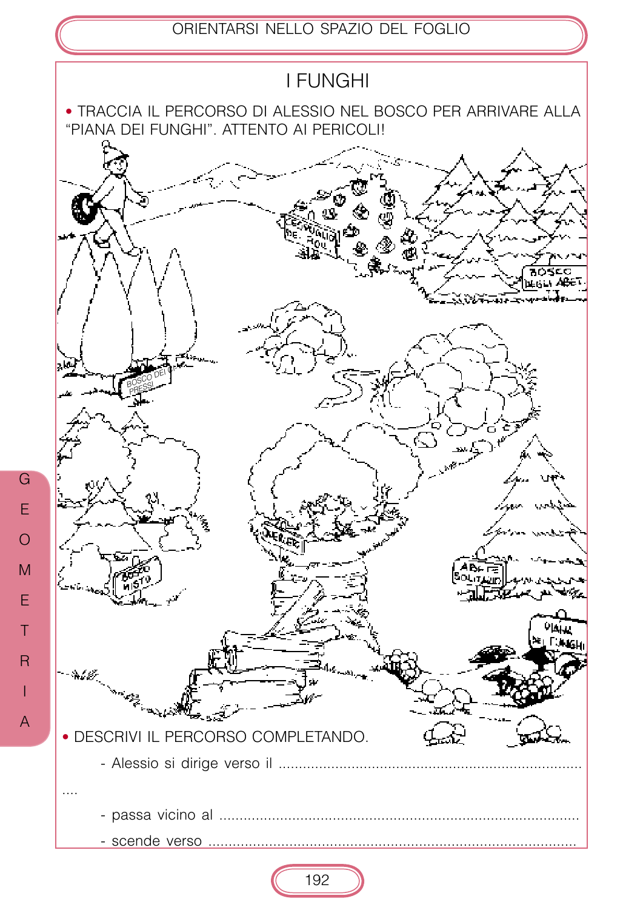# I FUNGHI

• TRACCIA IL PERCORSO DI ALESSIO NEL BOSCO PER ARRIVARE ALLA "PIANA DEI FUNGHI". ATTENTO AI PERICOLI!

BOSCO DEI PRESSI

CESPUGLIO DE ROV...

BOSCO DEGLI ABET...

QUERCE

BOSCO MISTO

ABETE SOLITARIO

PIANA DEI FUNGHI

• DESCRIVI IL PERCORSO COMPLETANDO.

- Alessio si dirige verso il ........................................................................

....

- passa vicino al ........................................................................

- scende verso ........................................................................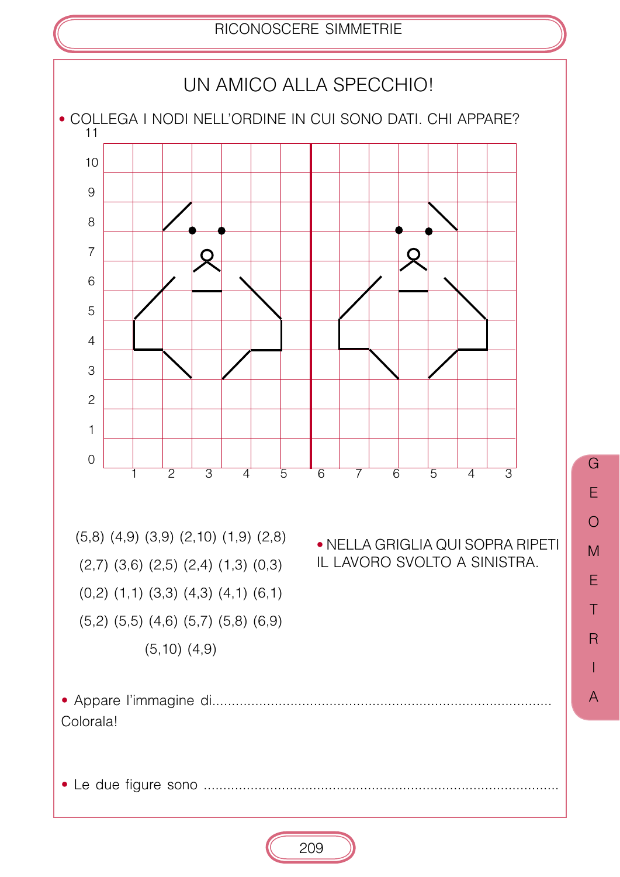RICONOSCERE SIMMETRIE

# UN AMICO ALLA SPECCHIO!

- COLLEGA I NODI NELL'ORDINE IN CUI SONO DATI. CHI APPARE?

11
10
9
8
7
6
5
4
3
2
1
0

1 2 3 4 5 6 7 6 5 4 3

(5,8) (4,9) (3,9) (2,10) (1,9) (2,8)
(2,7) (3,6) (2,5) (2,4) (1,3) (0,3)
(0,2) (1,1) (3,3) (4,3) (4,1) (6,1)
(5,2) (5,5) (4,6) (5,7) (5,8) (6,9)
(5,10) (4,9)

- NELLA GRIGLIA QUI SOPRA RIPETI IL LAVORO SVOLTO A SINISTRA.

- Appare l'immagine di.......................................................................................

Colorala!

- Le due figure sono ..........................................................................................

GEOMETRIA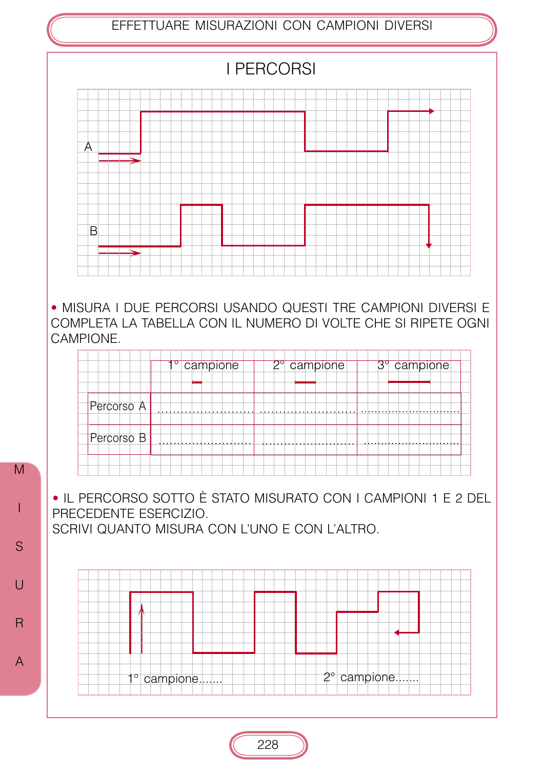## EFFETTUARE MISURAZIONI CON CAMPIONI DIVERSI

# I PERCORSI

A

B

- MISURA I DUE PERCORSI USANDO QUESTI TRE CAMPIONI DIVERSI E COMPLETA LA TABELLA CON IL NUMERO DI VOLTE CHE SI RIPETE OGNI CAMPIONE.

| | 1° campione | 2° campione | 3° campione |
|---|---|---|---|
| Percorso A | ........................ | ........................ | ............................ |
| Percorso B | ........................ | ........................ | ............................ |

- IL PERCORSO SOTTO È STATO MISURATO CON I CAMPIONI 1 E 2 DEL PRECEDENTE ESERCIZIO.
SCRIVI QUANTO MISURA CON L'UNO E CON L'ALTRO.

1° campione.......

2° campione.......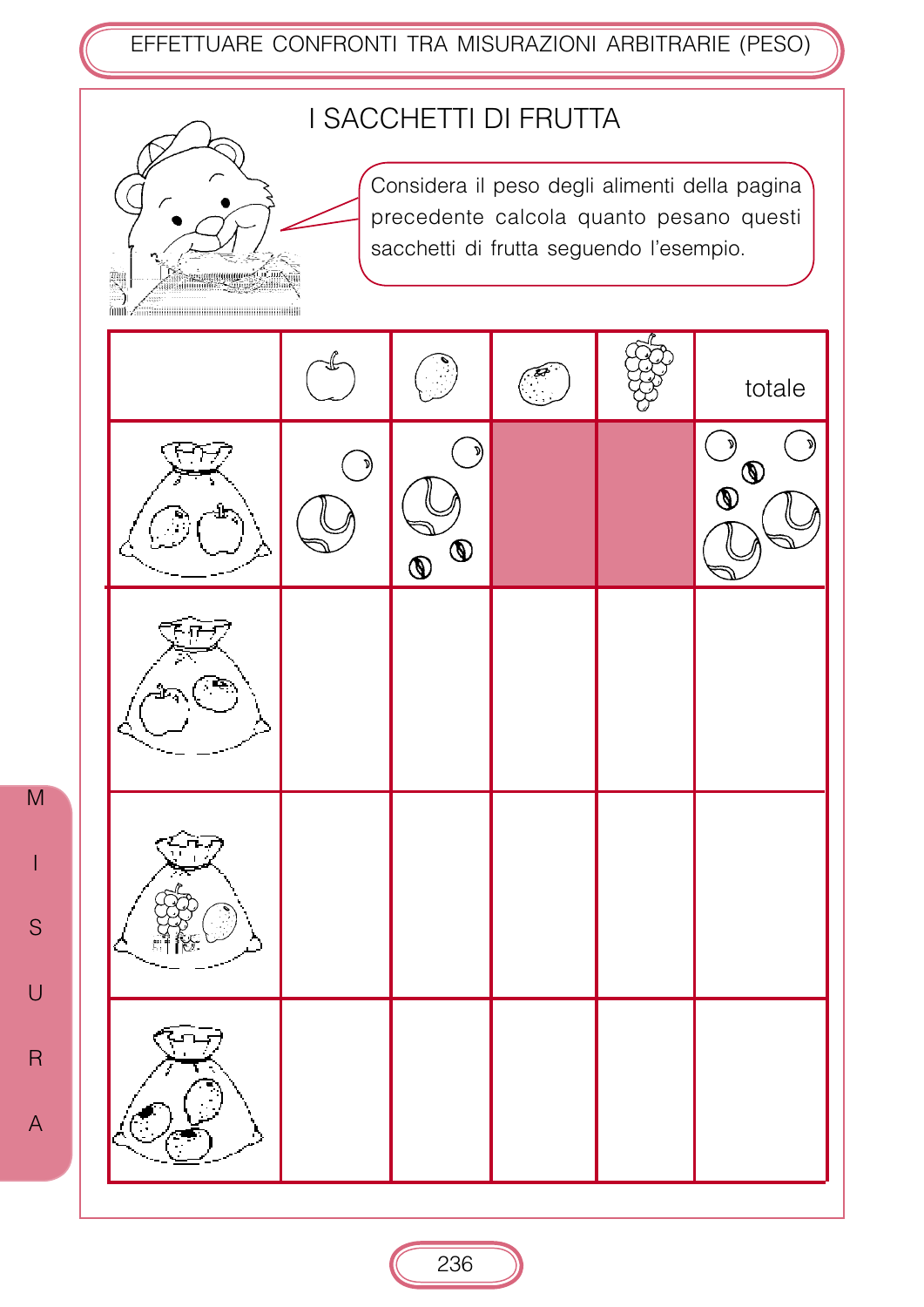EFFETTUARE CONFRONTI TRA MISURAZIONI ARBITRARIE (PESO)

# I SACCHETTI DI FRUTTA

Considera il peso degli alimenti della pagina precedente calcola quanto pesano questi sacchetti di frutta seguendo l'esempio.

| | | | | | totale |
|---|---|---|---|---|---|
| | | | | | |
| | | | | | |
| | | | | | |
| | | | | | |

MISURA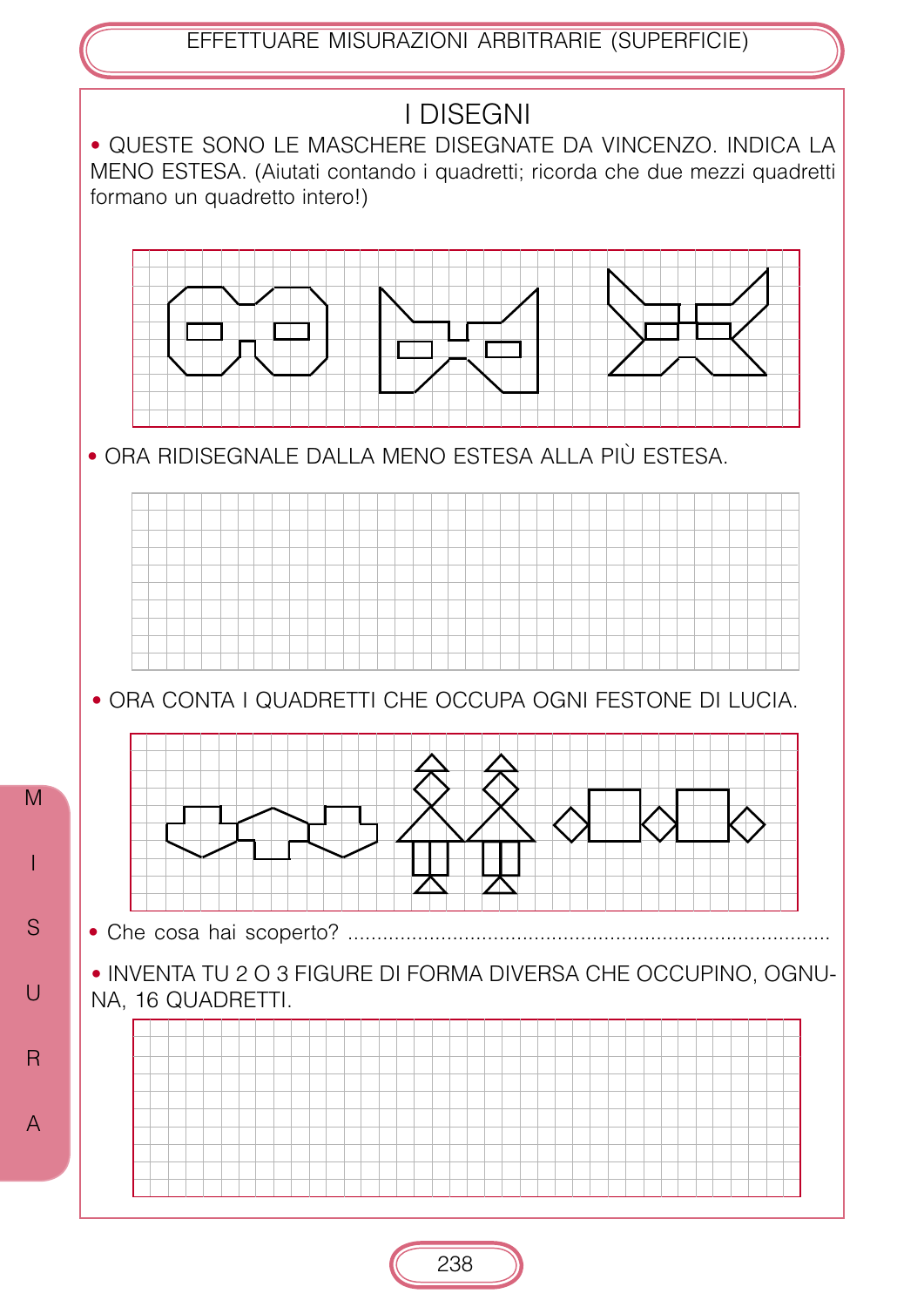EFFETTUARE MISURAZIONI ARBITRARIE (SUPERFICIE)

# I DISEGNI

- QUESTE SONO LE MASCHERE DISEGNATE DA VINCENZO. INDICA LA MENO ESTESA. (Aiutati contando i quadretti; ricorda che due mezzi quadretti formano un quadretto intero!)

- ORA RIDISEGNALE DALLA MENO ESTESA ALLA PIÙ ESTESA.

- ORA CONTA I QUADRETTI CHE OCCUPA OGNI FESTONE DI LUCIA.

- Che cosa hai scoperto? ..................................................................................

- INVENTA TU 2 O 3 FIGURE DI FORMA DIVERSA CHE OCCUPINO, OGNUNA, 16 QUADRETTI.

M I S U R A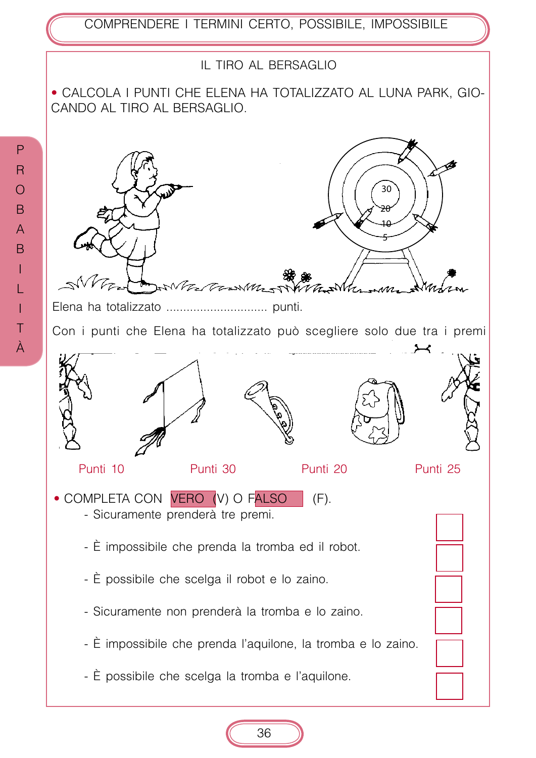# COMPRENDERE I TERMINI CERTO, POSSIBILE, IMPOSSIBILE

## IL TIRO AL BERSAGLIO

• CALCOLA I PUNTI CHE ELENA HA TOTALIZZATO AL LUNA PARK, GIOCANDO AL TIRO AL BERSAGLIO.

30
20
10
5

Elena ha totalizzato ............................. punti.

Con i punti che Elena ha totalizzato può scegliere solo due tra i premi

Punti 10

Punti 30

Punti 20

Punti 25

• COMPLETA CON VERO (V) O FALSO (F).

- Sicuramente prenderà tre premi. ☐
- È impossibile che prenda la tromba ed il robot. ☐
- È possibile che scelga il robot e lo zaino. ☐
- Sicuramente non prenderà la tromba e lo zaino. ☐
- È impossibile che prenda l'aquilone, la tromba e lo zaino. ☐
- È possibile che scelga la tromba e l'aquilone. ☐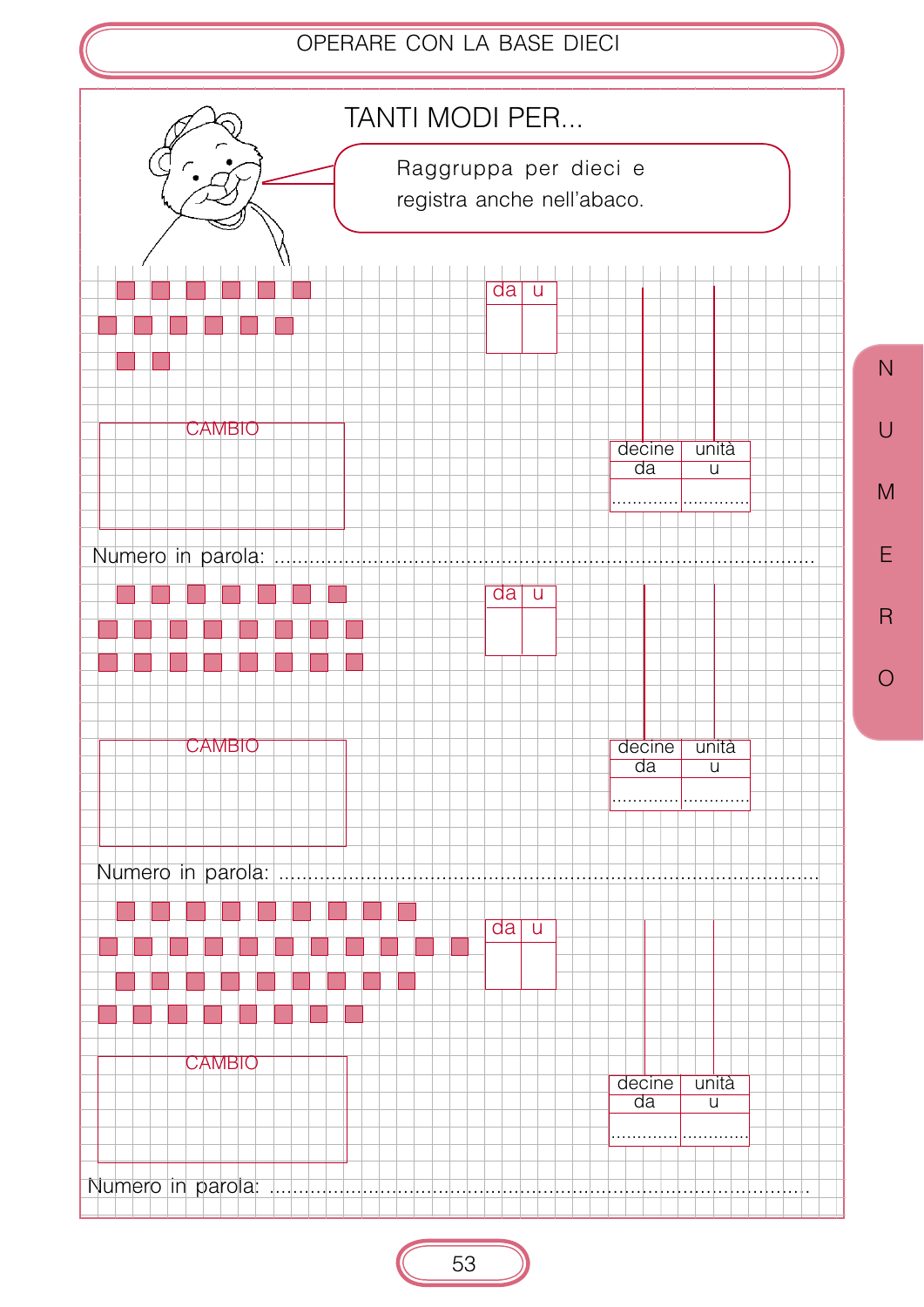OPERARE CON LA BASE DIECI

# TANTI MODI PER...

Raggruppa per dieci e registra anche nell'abaco.

| da | u |
|---|---|
| | |

CAMBIO

| decine | unità |
|---|---|
| da | u |
| ............ | ............ |

Numero in parola: ...............................................................................................

| da | u |
|---|---|
| | |

CAMBIO

| decine | unità |
|---|---|
| da | u |
| ............ | ............ |

Numero in parola: ...............................................................................................

| da | u |
|---|---|
| | |

CAMBIO

| decine | unità |
|---|---|
| da | u |
| ............ | ............ |

Numero in parola: ...............................................................................................

N U M E R O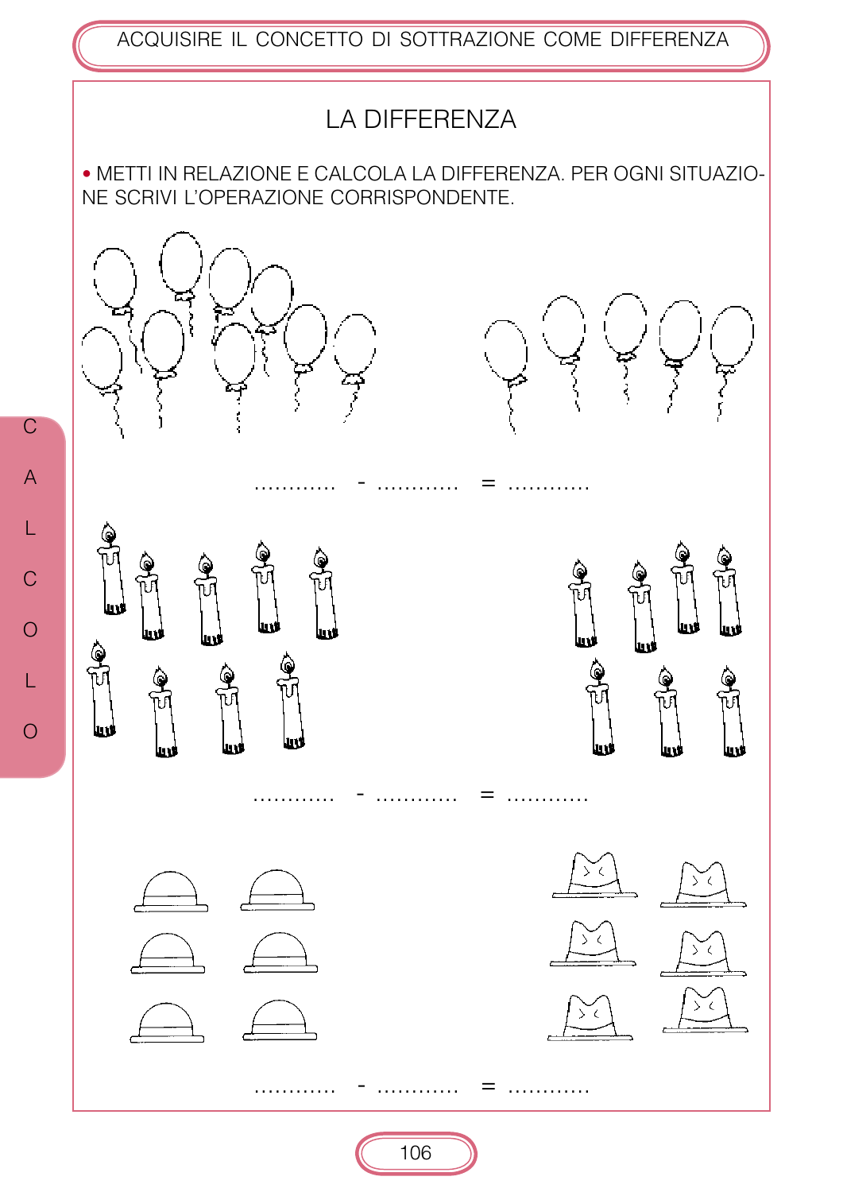# LA DIFFERENZA

• METTI IN RELAZIONE E CALCOLA LA DIFFERENZA. PER OGNI SITUAZIONE SCRIVI L'OPERAZIONE CORRISPONDENTE.

............ - ............ = ............

............ - ............ = ............

............ - ............ = ............